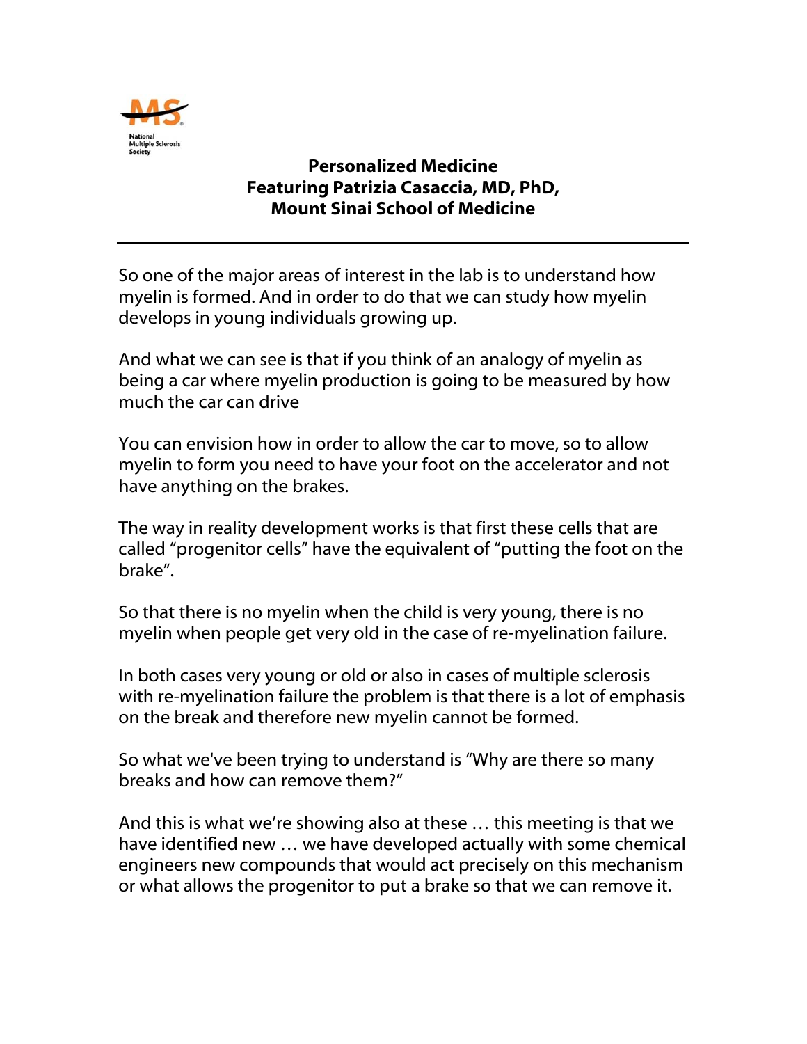National Multiple Sclerosis Society

**Personalized Medicine**
**Featuring Patrizia Casaccia, MD, PhD,**
**Mount Sinai School of Medicine**

---

So one of the major areas of interest in the lab is to understand how myelin is formed. And in order to do that we can study how myelin develops in young individuals growing up.

And what we can see is that if you think of an analogy of myelin as being a car where myelin production is going to be measured by how much the car can drive

You can envision how in order to allow the car to move, so to allow myelin to form you need to have your foot on the accelerator and not have anything on the brakes.

The way in reality development works is that first these cells that are called "progenitor cells" have the equivalent of "putting the foot on the brake".

So that there is no myelin when the child is very young, there is no myelin when people get very old in the case of re-myelination failure.

In both cases very young or old or also in cases of multiple sclerosis with re-myelination failure the problem is that there is a lot of emphasis on the break and therefore new myelin cannot be formed.

So what we've been trying to understand is "Why are there so many breaks and how can remove them?"

And this is what we're showing also at these … this meeting is that we have identified new … we have developed actually with some chemical engineers new compounds that would act precisely on this mechanism or what allows the progenitor to put a brake so that we can remove it.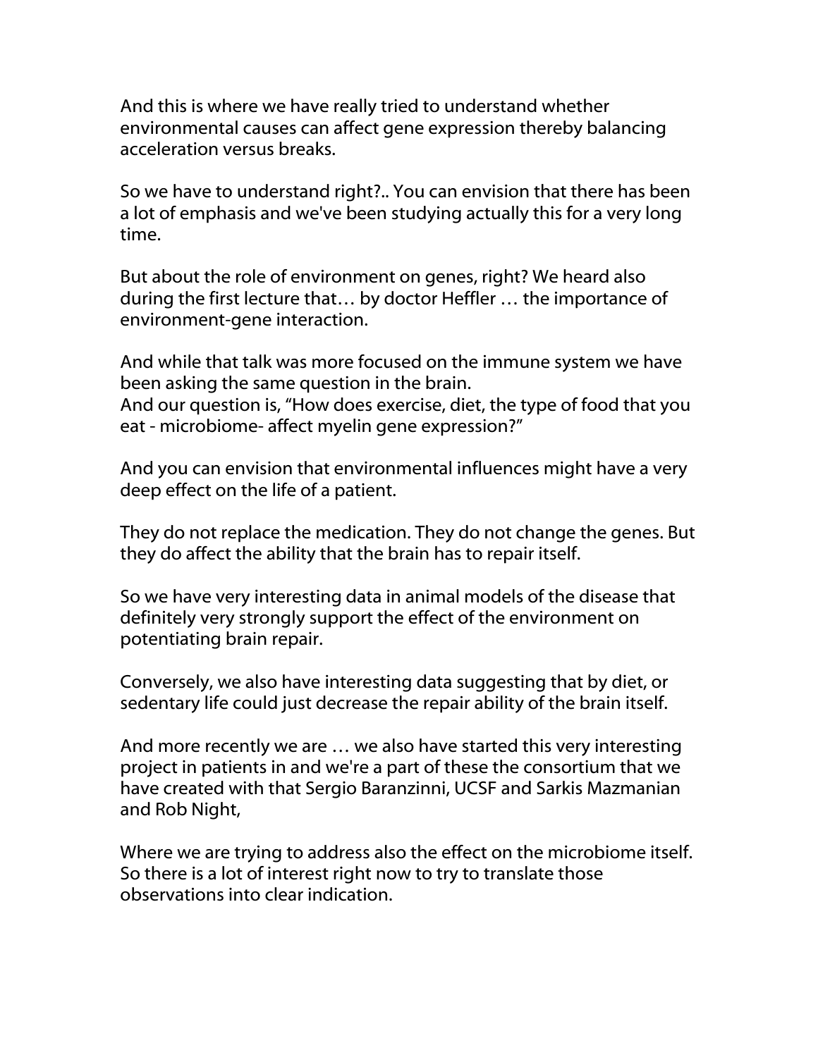And this is where we have really tried to understand whether environmental causes can affect gene expression thereby balancing acceleration versus breaks.

So we have to understand right?.. You can envision that there has been a lot of emphasis and we've been studying actually this for a very long time.

But about the role of environment on genes, right? We heard also during the first lecture that… by doctor Heffler … the importance of environment-gene interaction.

And while that talk was more focused on the immune system we have been asking the same question in the brain.
And our question is, “How does exercise, diet, the type of food that you eat - microbiome- affect myelin gene expression?”

And you can envision that environmental influences might have a very deep effect on the life of a patient.

They do not replace the medication. They do not change the genes. But they do affect the ability that the brain has to repair itself.

So we have very interesting data in animal models of the disease that definitely very strongly support the effect of the environment on potentiating brain repair.

Conversely, we also have interesting data suggesting that by diet, or sedentary life could just decrease the repair ability of the brain itself.

And more recently we are … we also have started this very interesting project in patients in and we're a part of these the consortium that we have created with that Sergio Baranzinni, UCSF and Sarkis Mazmanian and Rob Night,

Where we are trying to address also the effect on the microbiome itself. So there is a lot of interest right now to try to translate those observations into clear indication.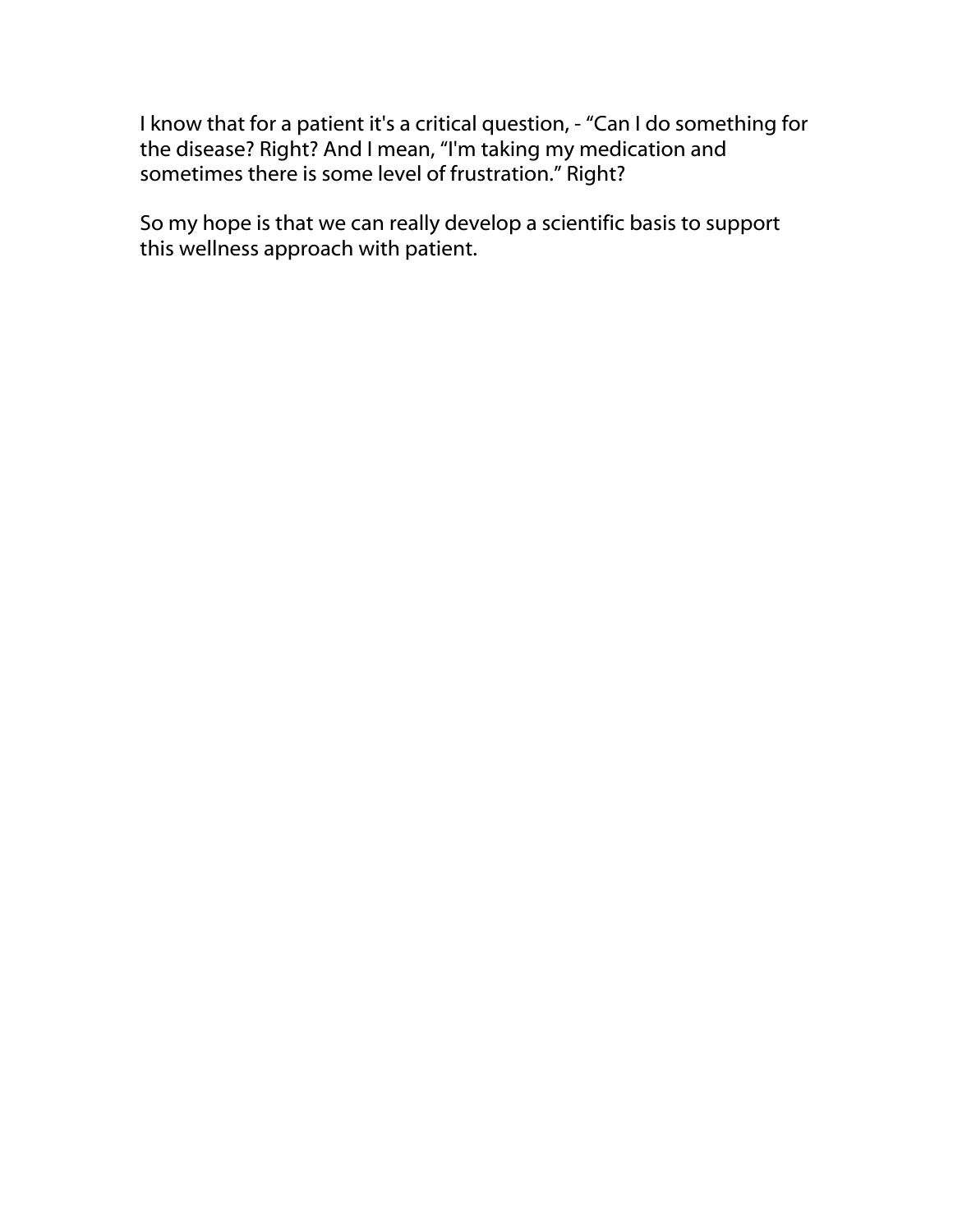I know that for a patient it's a critical question, - "Can I do something for the disease? Right? And I mean, "I'm taking my medication and sometimes there is some level of frustration." Right?

So my hope is that we can really develop a scientific basis to support this wellness approach with patient.